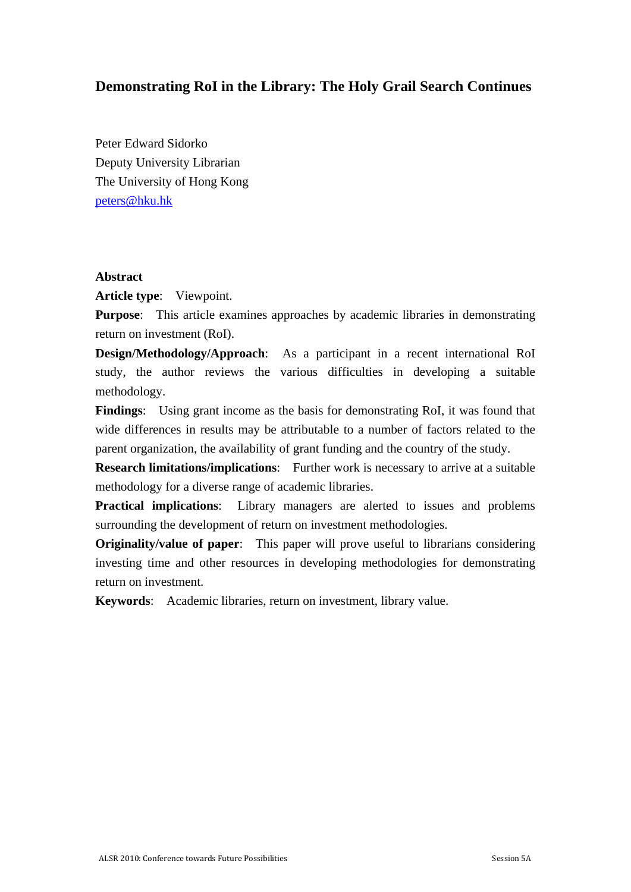# Demonstrating RoI in the Library: The Holy Grail Search Continues

Peter Edward Sidorko
Deputy University Librarian
The University of Hong Kong
peters@hku.hk

**Abstract**

**Article type**: Viewpoint.

**Purpose**: This article examines approaches by academic libraries in demonstrating return on investment (RoI).

**Design/Methodology/Approach**: As a participant in a recent international RoI study, the author reviews the various difficulties in developing a suitable methodology.

**Findings**: Using grant income as the basis for demonstrating RoI, it was found that wide differences in results may be attributable to a number of factors related to the parent organization, the availability of grant funding and the country of the study.

**Research limitations/implications**: Further work is necessary to arrive at a suitable methodology for a diverse range of academic libraries.

**Practical implications**: Library managers are alerted to issues and problems surrounding the development of return on investment methodologies.

**Originality/value of paper**: This paper will prove useful to librarians considering investing time and other resources in developing methodologies for demonstrating return on investment.

**Keywords**: Academic libraries, return on investment, library value.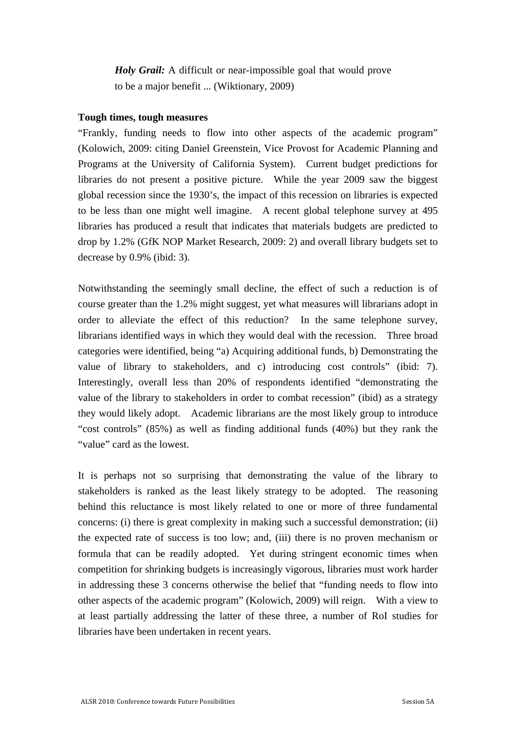> ***Holy Grail:*** A difficult or near-impossible goal that would prove to be a major benefit ... (Wiktionary, 2009)

**Tough times, tough measures**

"Frankly, funding needs to flow into other aspects of the academic program" (Kolowich, 2009: citing Daniel Greenstein, Vice Provost for Academic Planning and Programs at the University of California System). Current budget predictions for libraries do not present a positive picture. While the year 2009 saw the biggest global recession since the 1930's, the impact of this recession on libraries is expected to be less than one might well imagine. A recent global telephone survey at 495 libraries has produced a result that indicates that materials budgets are predicted to drop by 1.2% (GfK NOP Market Research, 2009: 2) and overall library budgets set to decrease by 0.9% (ibid: 3).

Notwithstanding the seemingly small decline, the effect of such a reduction is of course greater than the 1.2% might suggest, yet what measures will librarians adopt in order to alleviate the effect of this reduction? In the same telephone survey, librarians identified ways in which they would deal with the recession. Three broad categories were identified, being "a) Acquiring additional funds, b) Demonstrating the value of library to stakeholders, and c) introducing cost controls" (ibid: 7). Interestingly, overall less than 20% of respondents identified "demonstrating the value of the library to stakeholders in order to combat recession" (ibid) as a strategy they would likely adopt. Academic librarians are the most likely group to introduce "cost controls" (85%) as well as finding additional funds (40%) but they rank the "value" card as the lowest.

It is perhaps not so surprising that demonstrating the value of the library to stakeholders is ranked as the least likely strategy to be adopted. The reasoning behind this reluctance is most likely related to one or more of three fundamental concerns: (i) there is great complexity in making such a successful demonstration; (ii) the expected rate of success is too low; and, (iii) there is no proven mechanism or formula that can be readily adopted. Yet during stringent economic times when competition for shrinking budgets is increasingly vigorous, libraries must work harder in addressing these 3 concerns otherwise the belief that "funding needs to flow into other aspects of the academic program" (Kolowich, 2009) will reign. With a view to at least partially addressing the latter of these three, a number of RoI studies for libraries have been undertaken in recent years.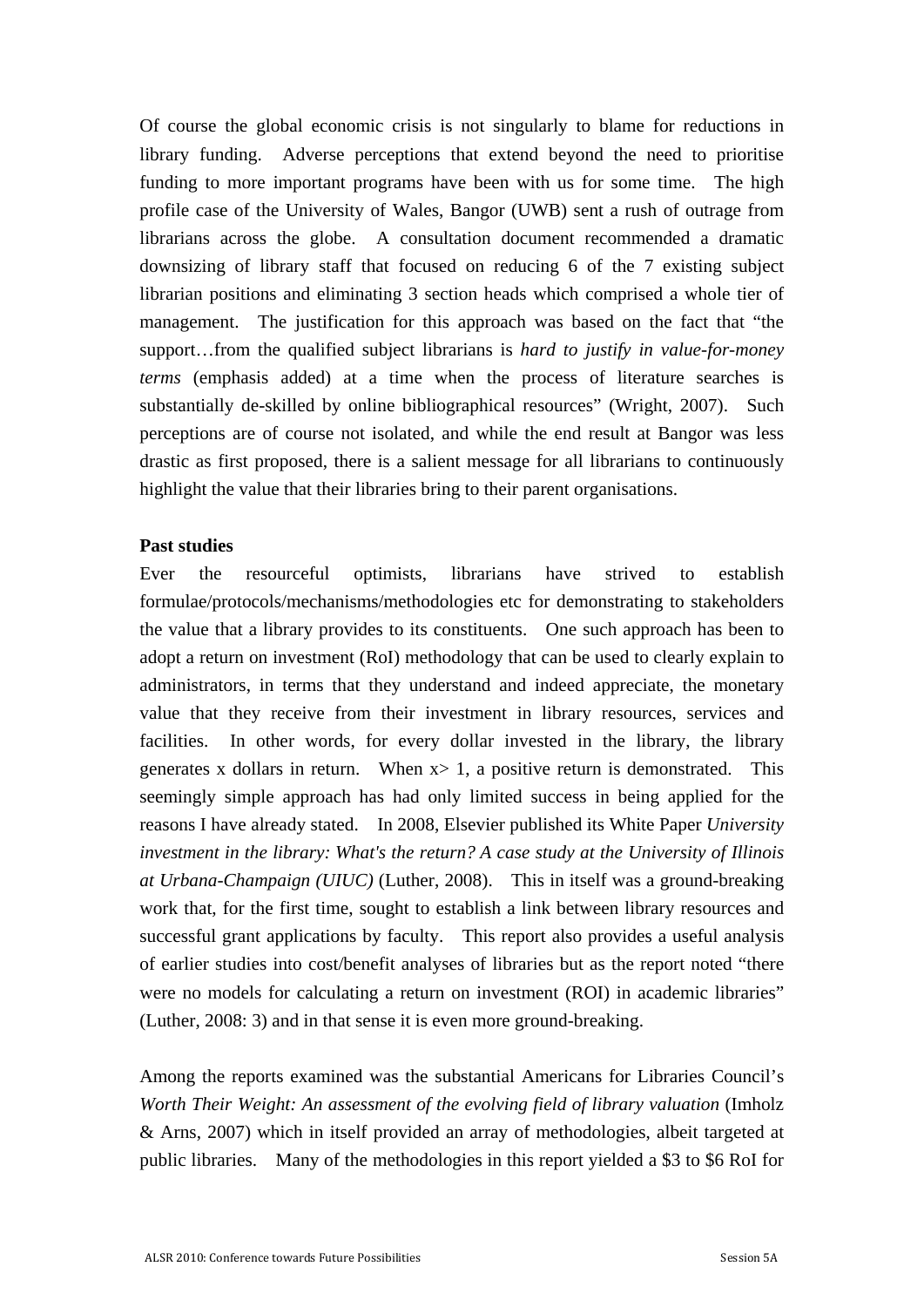Of course the global economic crisis is not singularly to blame for reductions in library funding. Adverse perceptions that extend beyond the need to prioritise funding to more important programs have been with us for some time. The high profile case of the University of Wales, Bangor (UWB) sent a rush of outrage from librarians across the globe. A consultation document recommended a dramatic downsizing of library staff that focused on reducing 6 of the 7 existing subject librarian positions and eliminating 3 section heads which comprised a whole tier of management. The justification for this approach was based on the fact that "the support…from the qualified subject librarians is *hard to justify in value-for-money terms* (emphasis added) at a time when the process of literature searches is substantially de-skilled by online bibliographical resources" (Wright, 2007). Such perceptions are of course not isolated, and while the end result at Bangor was less drastic as first proposed, there is a salient message for all librarians to continuously highlight the value that their libraries bring to their parent organisations.

**Past studies**

Ever the resourceful optimists, librarians have strived to establish formulae/protocols/mechanisms/methodologies etc for demonstrating to stakeholders the value that a library provides to its constituents. One such approach has been to adopt a return on investment (RoI) methodology that can be used to clearly explain to administrators, in terms that they understand and indeed appreciate, the monetary value that they receive from their investment in library resources, services and facilities. In other words, for every dollar invested in the library, the library generates x dollars in return. When $x > 1$, a positive return is demonstrated. This seemingly simple approach has had only limited success in being applied for the reasons I have already stated. In 2008, Elsevier published its White Paper *University investment in the library: What's the return? A case study at the University of Illinois at Urbana-Champaign (UIUC)* (Luther, 2008). This in itself was a ground-breaking work that, for the first time, sought to establish a link between library resources and successful grant applications by faculty. This report also provides a useful analysis of earlier studies into cost/benefit analyses of libraries but as the report noted "there were no models for calculating a return on investment (ROI) in academic libraries" (Luther, 2008: 3) and in that sense it is even more ground-breaking.

Among the reports examined was the substantial Americans for Libraries Council's *Worth Their Weight: An assessment of the evolving field of library valuation* (Imholz & Arns, 2007) which in itself provided an array of methodologies, albeit targeted at public libraries. Many of the methodologies in this report yielded a \$3 to \$6 RoI for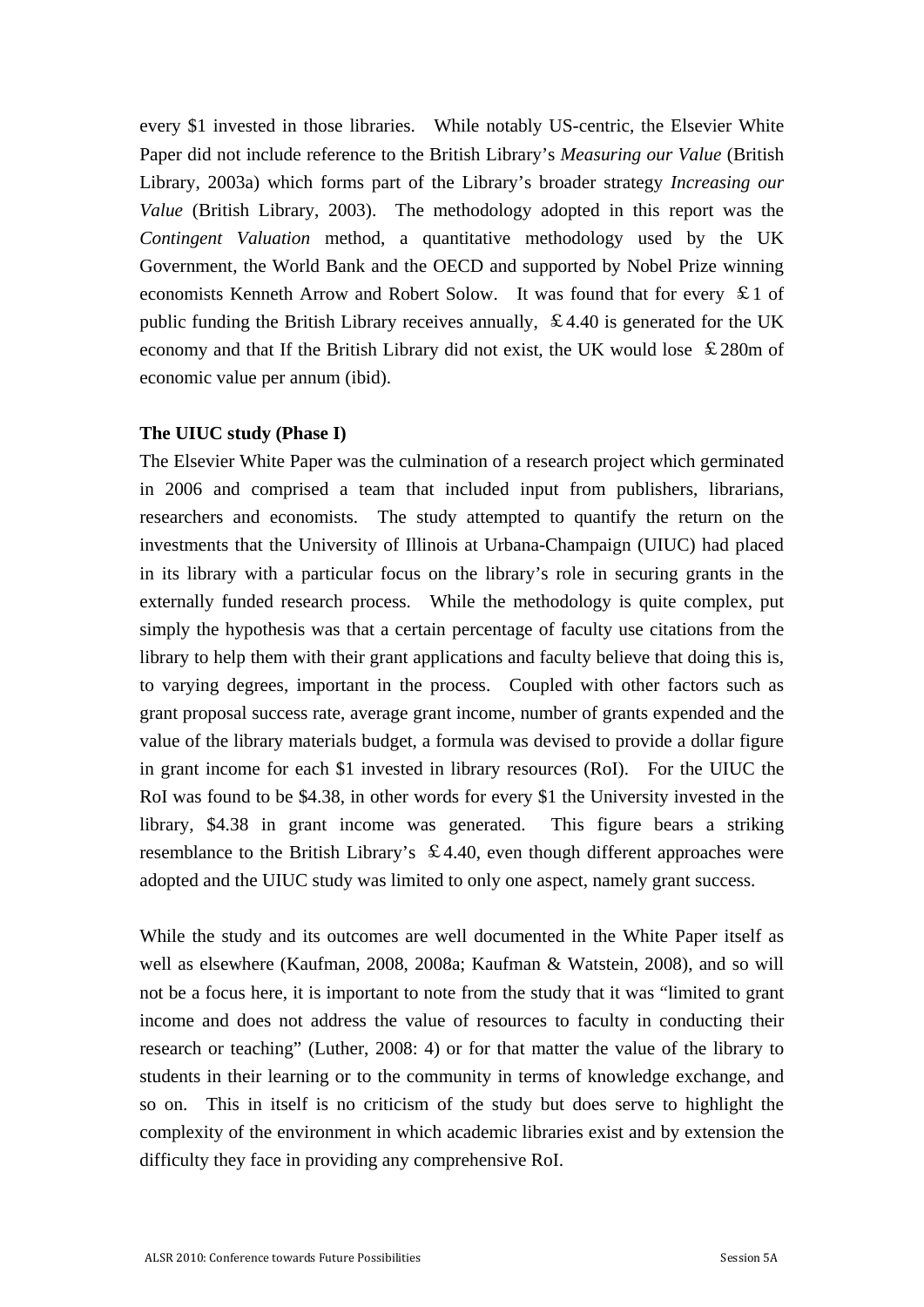every $1 invested in those libraries. While notably US-centric, the Elsevier White Paper did not include reference to the British Library's *Measuring our Value* (British Library, 2003a) which forms part of the Library's broader strategy *Increasing our Value* (British Library, 2003). The methodology adopted in this report was the *Contingent Valuation* method, a quantitative methodology used by the UK Government, the World Bank and the OECD and supported by Nobel Prize winning economists Kenneth Arrow and Robert Solow. It was found that for every ￡1 of public funding the British Library receives annually, ￡4.40 is generated for the UK economy and that If the British Library did not exist, the UK would lose ￡280m of economic value per annum (ibid).

**The UIUC study (Phase I)**

The Elsevier White Paper was the culmination of a research project which germinated in 2006 and comprised a team that included input from publishers, librarians, researchers and economists. The study attempted to quantify the return on the investments that the University of Illinois at Urbana-Champaign (UIUC) had placed in its library with a particular focus on the library's role in securing grants in the externally funded research process. While the methodology is quite complex, put simply the hypothesis was that a certain percentage of faculty use citations from the library to help them with their grant applications and faculty believe that doing this is, to varying degrees, important in the process. Coupled with other factors such as grant proposal success rate, average grant income, number of grants expended and the value of the library materials budget, a formula was devised to provide a dollar figure in grant income for each $1 invested in library resources (RoI). For the UIUC the RoI was found to be $4.38, in other words for every $1 the University invested in the library, $4.38 in grant income was generated. This figure bears a striking resemblance to the British Library's ￡4.40, even though different approaches were adopted and the UIUC study was limited to only one aspect, namely grant success.

While the study and its outcomes are well documented in the White Paper itself as well as elsewhere (Kaufman, 2008, 2008a; Kaufman & Watstein, 2008), and so will not be a focus here, it is important to note from the study that it was "limited to grant income and does not address the value of resources to faculty in conducting their research or teaching" (Luther, 2008: 4) or for that matter the value of the library to students in their learning or to the community in terms of knowledge exchange, and so on. This in itself is no criticism of the study but does serve to highlight the complexity of the environment in which academic libraries exist and by extension the difficulty they face in providing any comprehensive RoI.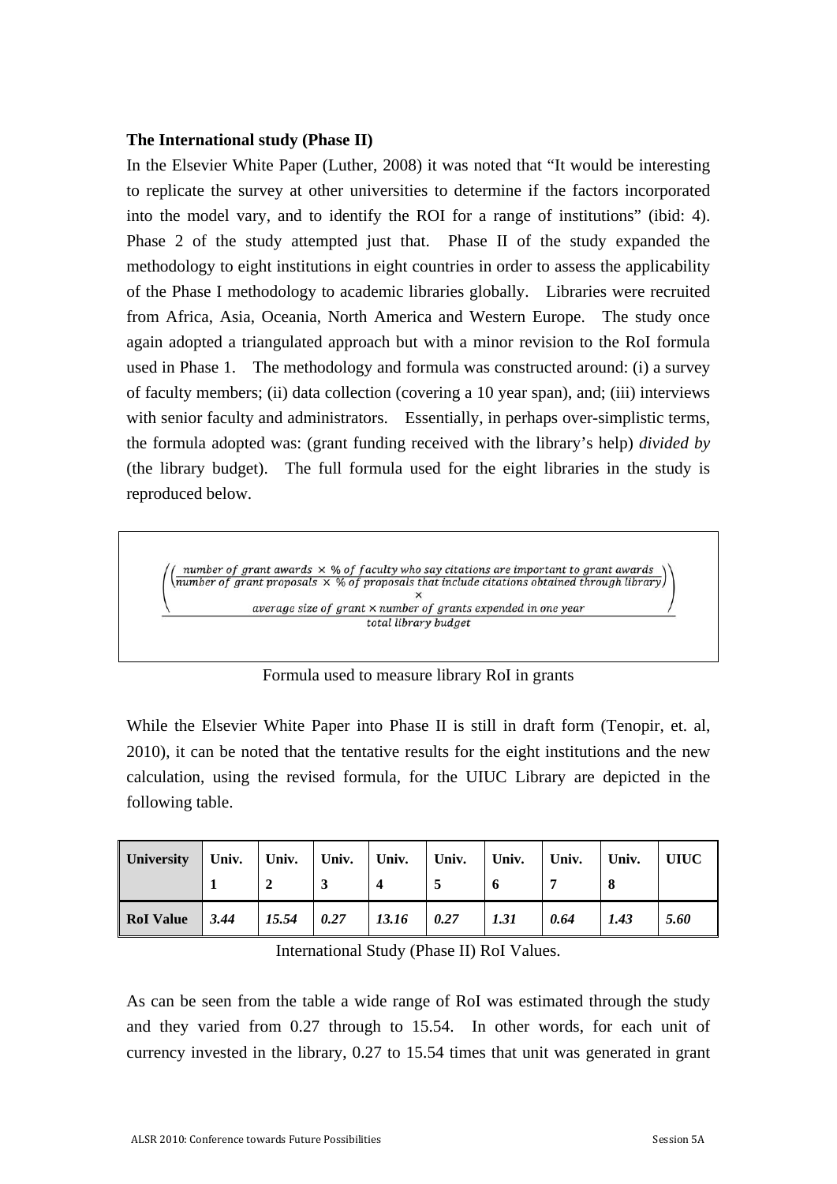**The International study (Phase II)**

In the Elsevier White Paper (Luther, 2008) it was noted that "It would be interesting to replicate the survey at other universities to determine if the factors incorporated into the model vary, and to identify the ROI for a range of institutions" (ibid: 4). Phase 2 of the study attempted just that. Phase II of the study expanded the methodology to eight institutions in eight countries in order to assess the applicability of the Phase I methodology to academic libraries globally. Libraries were recruited from Africa, Asia, Oceania, North America and Western Europe. The study once again adopted a triangulated approach but with a minor revision to the RoI formula used in Phase 1. The methodology and formula was constructed around: (i) a survey of faculty members; (ii) data collection (covering a 10 year span), and; (iii) interviews with senior faculty and administrators. Essentially, in perhaps over-simplistic terms, the formula adopted was: (grant funding received with the library's help) *divided by* (the library budget). The full formula used for the eight libraries in the study is reproduced below.

$$\frac{\left(\left(\dfrac{\text{number of grant awards} \times \text{\% of faculty who say citations are important to grant awards}}{\text{number of grant proposals} \times \text{\% of proposals that include citations obtained through library}}\right) \times \text{average size of grant} \times \text{number of grants expended in one year}\right)}{\text{total library budget}}$$

Formula used to measure library RoI in grants

While the Elsevier White Paper into Phase II is still in draft form (Tenopir, et. al, 2010), it can be noted that the tentative results for the eight institutions and the new calculation, using the revised formula, for the UIUC Library are depicted in the following table.

| **University** | **Univ. 1** | **Univ. 2** | **Univ. 3** | **Univ. 4** | **Univ. 5** | **Univ. 6** | **Univ. 7** | **Univ. 8** | **UIUC** |
|---|---|---|---|---|---|---|---|---|---|
| **RoI Value** | ***3.44*** | ***15.54*** | ***0.27*** | ***13.16*** | ***0.27*** | ***1.31*** | ***0.64*** | ***1.43*** | ***5.60*** |

International Study (Phase II) RoI Values.

As can be seen from the table a wide range of RoI was estimated through the study and they varied from 0.27 through to 15.54. In other words, for each unit of currency invested in the library, 0.27 to 15.54 times that unit was generated in grant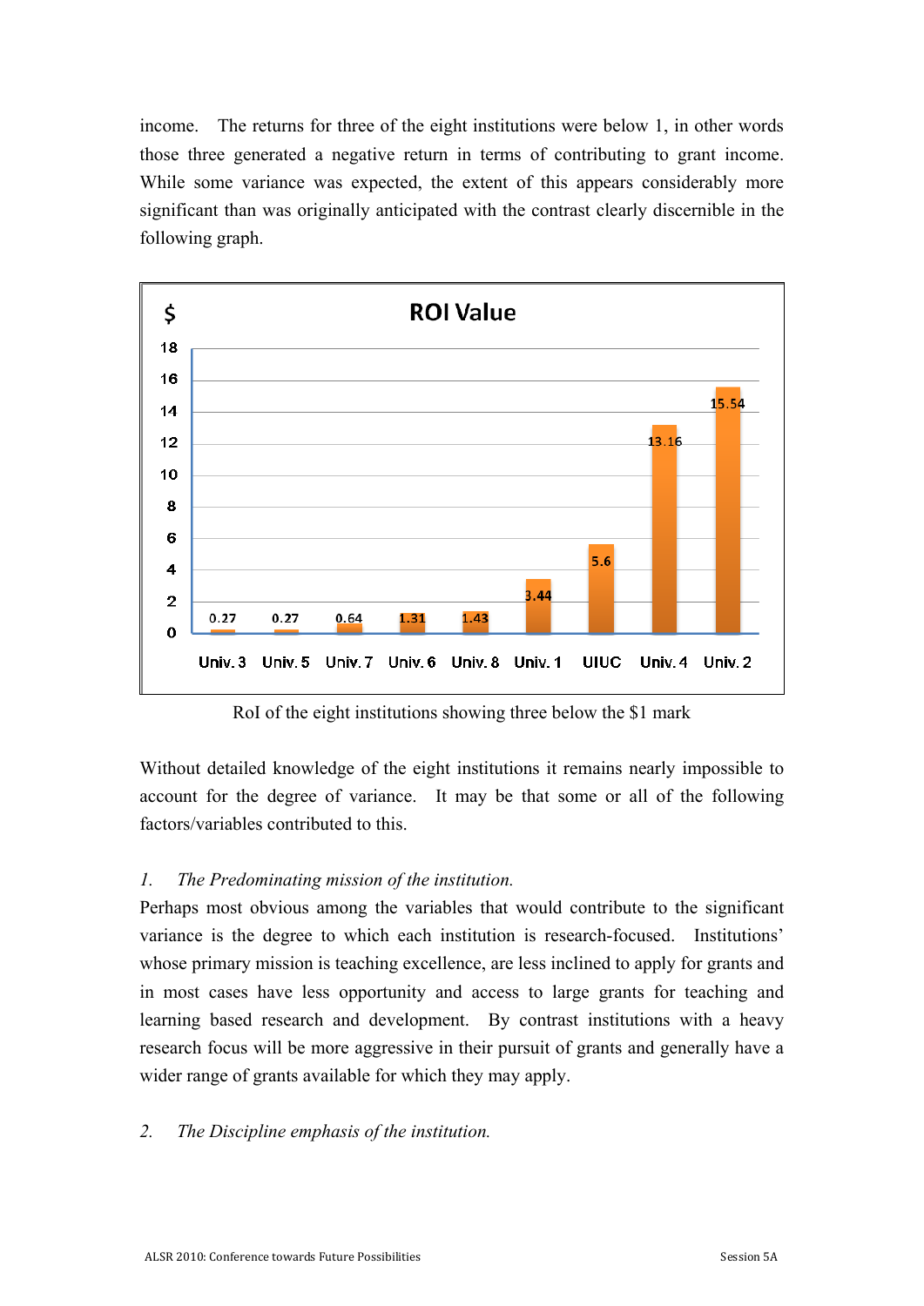income. The returns for three of the eight institutions were below 1, in other words those three generated a negative return in terms of contributing to grant income. While some variance was expected, the extent of this appears considerably more significant than was originally anticipated with the contrast clearly discernible in the following graph.

**ROI Value** ($)

| Institution | ROI Value |
|---|---|
| Univ. 3 | 0.27 |
| Univ. 5 | 0.27 |
| Univ. 7 | 0.64 |
| Univ. 6 | 1.31 |
| Univ. 8 | 1.43 |
| Univ. 1 | 3.44 |
| UIUC | 5.6 |
| Univ. 4 | 13.16 |
| Univ. 2 | 15.54 |

RoI of the eight institutions showing three below the $1 mark

Without detailed knowledge of the eight institutions it remains nearly impossible to account for the degree of variance. It may be that some or all of the following factors/variables contributed to this.

*1. The Predominating mission of the institution.*

Perhaps most obvious among the variables that would contribute to the significant variance is the degree to which each institution is research-focused. Institutions' whose primary mission is teaching excellence, are less inclined to apply for grants and in most cases have less opportunity and access to large grants for teaching and learning based research and development. By contrast institutions with a heavy research focus will be more aggressive in their pursuit of grants and generally have a wider range of grants available for which they may apply.

*2. The Discipline emphasis of the institution.*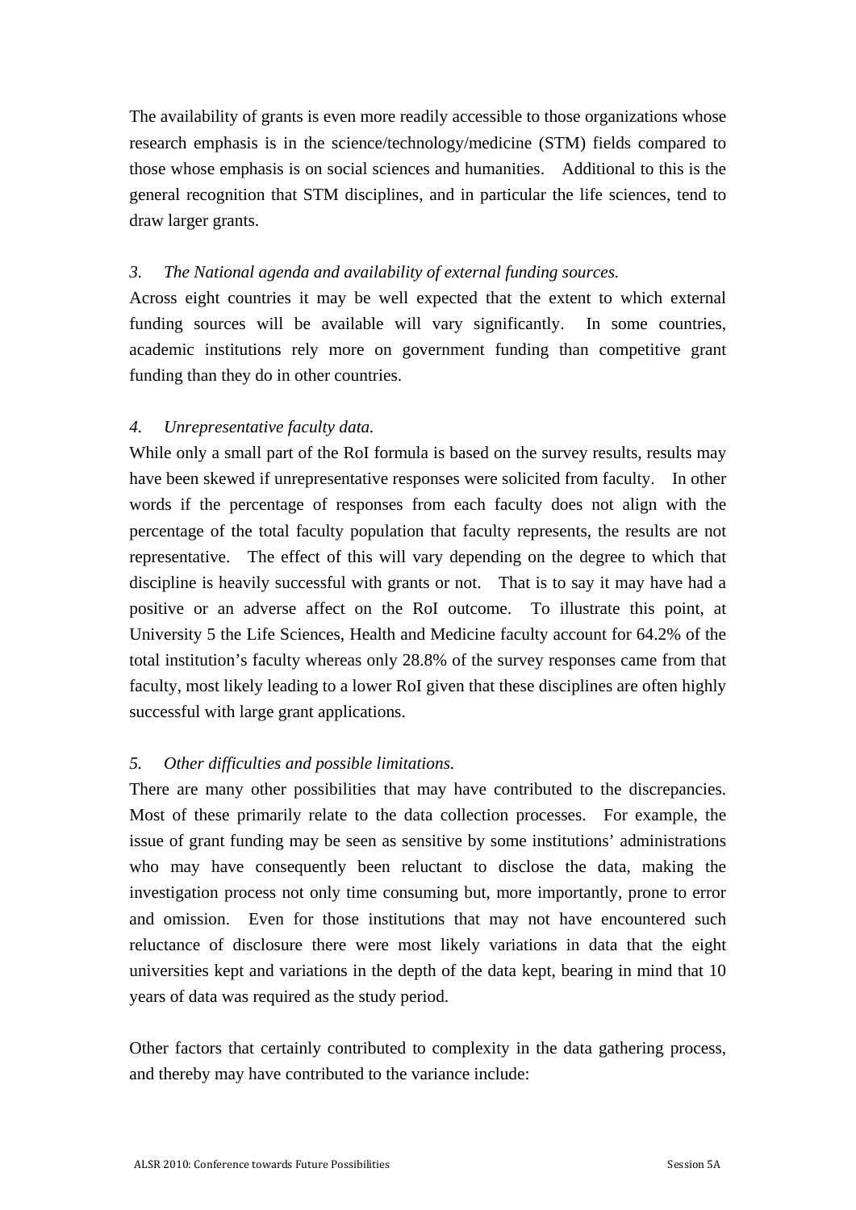The availability of grants is even more readily accessible to those organizations whose research emphasis is in the science/technology/medicine (STM) fields compared to those whose emphasis is on social sciences and humanities. Additional to this is the general recognition that STM disciplines, and in particular the life sciences, tend to draw larger grants.

*3. The National agenda and availability of external funding sources.*

Across eight countries it may be well expected that the extent to which external funding sources will be available will vary significantly. In some countries, academic institutions rely more on government funding than competitive grant funding than they do in other countries.

*4. Unrepresentative faculty data.*

While only a small part of the RoI formula is based on the survey results, results may have been skewed if unrepresentative responses were solicited from faculty. In other words if the percentage of responses from each faculty does not align with the percentage of the total faculty population that faculty represents, the results are not representative. The effect of this will vary depending on the degree to which that discipline is heavily successful with grants or not. That is to say it may have had a positive or an adverse affect on the RoI outcome. To illustrate this point, at University 5 the Life Sciences, Health and Medicine faculty account for 64.2% of the total institution's faculty whereas only 28.8% of the survey responses came from that faculty, most likely leading to a lower RoI given that these disciplines are often highly successful with large grant applications.

*5. Other difficulties and possible limitations.*

There are many other possibilities that may have contributed to the discrepancies. Most of these primarily relate to the data collection processes. For example, the issue of grant funding may be seen as sensitive by some institutions' administrations who may have consequently been reluctant to disclose the data, making the investigation process not only time consuming but, more importantly, prone to error and omission. Even for those institutions that may not have encountered such reluctance of disclosure there were most likely variations in data that the eight universities kept and variations in the depth of the data kept, bearing in mind that 10 years of data was required as the study period.

Other factors that certainly contributed to complexity in the data gathering process, and thereby may have contributed to the variance include: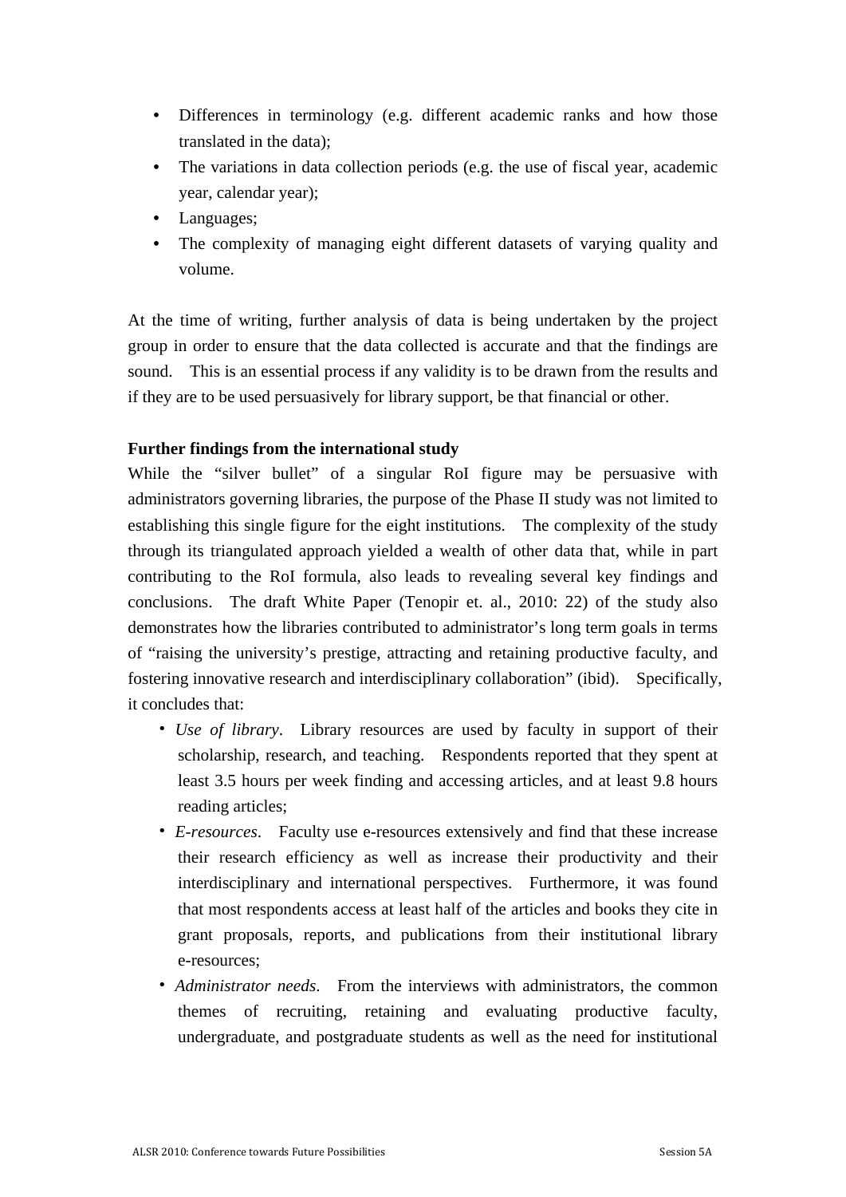- Differences in terminology (e.g. different academic ranks and how those translated in the data);
- The variations in data collection periods (e.g. the use of fiscal year, academic year, calendar year);
- Languages;
- The complexity of managing eight different datasets of varying quality and volume.

At the time of writing, further analysis of data is being undertaken by the project group in order to ensure that the data collected is accurate and that the findings are sound. This is an essential process if any validity is to be drawn from the results and if they are to be used persuasively for library support, be that financial or other.

**Further findings from the international study**

While the "silver bullet" of a singular RoI figure may be persuasive with administrators governing libraries, the purpose of the Phase II study was not limited to establishing this single figure for the eight institutions. The complexity of the study through its triangulated approach yielded a wealth of other data that, while in part contributing to the RoI formula, also leads to revealing several key findings and conclusions. The draft White Paper (Tenopir et. al., 2010: 22) of the study also demonstrates how the libraries contributed to administrator's long term goals in terms of "raising the university's prestige, attracting and retaining productive faculty, and fostering innovative research and interdisciplinary collaboration" (ibid). Specifically, it concludes that:

- *Use of library*. Library resources are used by faculty in support of their scholarship, research, and teaching. Respondents reported that they spent at least 3.5 hours per week finding and accessing articles, and at least 9.8 hours reading articles;
- *E-resources*. Faculty use e-resources extensively and find that these increase their research efficiency as well as increase their productivity and their interdisciplinary and international perspectives. Furthermore, it was found that most respondents access at least half of the articles and books they cite in grant proposals, reports, and publications from their institutional library e-resources;
- *Administrator needs*. From the interviews with administrators, the common themes of recruiting, retaining and evaluating productive faculty, undergraduate, and postgraduate students as well as the need for institutional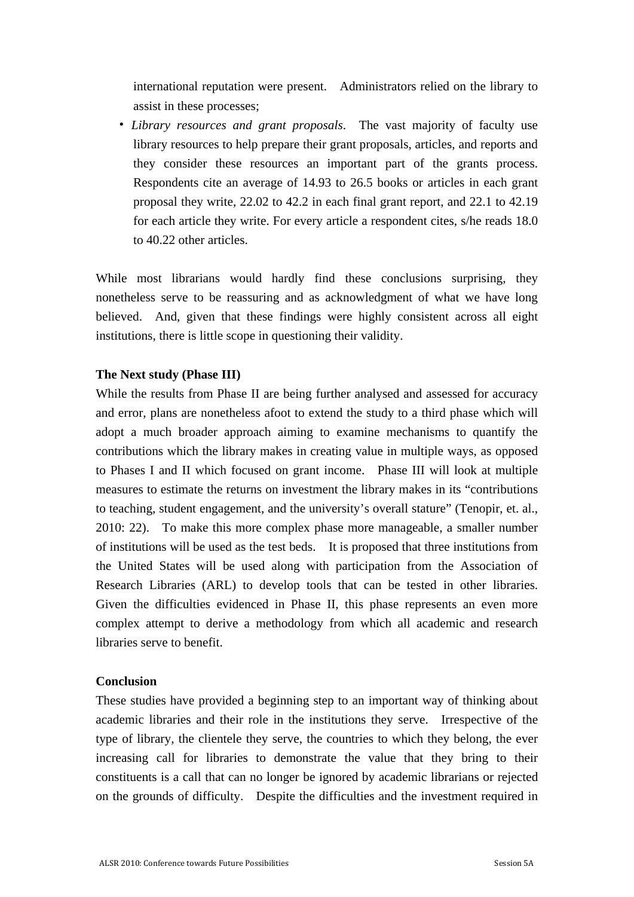international reputation were present. Administrators relied on the library to assist in these processes;

- *Library resources and grant proposals*. The vast majority of faculty use library resources to help prepare their grant proposals, articles, and reports and they consider these resources an important part of the grants process. Respondents cite an average of 14.93 to 26.5 books or articles in each grant proposal they write, 22.02 to 42.2 in each final grant report, and 22.1 to 42.19 for each article they write. For every article a respondent cites, s/he reads 18.0 to 40.22 other articles.

While most librarians would hardly find these conclusions surprising, they nonetheless serve to be reassuring and as acknowledgment of what we have long believed. And, given that these findings were highly consistent across all eight institutions, there is little scope in questioning their validity.

**The Next study (Phase III)**

While the results from Phase II are being further analysed and assessed for accuracy and error, plans are nonetheless afoot to extend the study to a third phase which will adopt a much broader approach aiming to examine mechanisms to quantify the contributions which the library makes in creating value in multiple ways, as opposed to Phases I and II which focused on grant income. Phase III will look at multiple measures to estimate the returns on investment the library makes in its "contributions to teaching, student engagement, and the university's overall stature" (Tenopir, et. al., 2010: 22). To make this more complex phase more manageable, a smaller number of institutions will be used as the test beds. It is proposed that three institutions from the United States will be used along with participation from the Association of Research Libraries (ARL) to develop tools that can be tested in other libraries. Given the difficulties evidenced in Phase II, this phase represents an even more complex attempt to derive a methodology from which all academic and research libraries serve to benefit.

**Conclusion**

These studies have provided a beginning step to an important way of thinking about academic libraries and their role in the institutions they serve. Irrespective of the type of library, the clientele they serve, the countries to which they belong, the ever increasing call for libraries to demonstrate the value that they bring to their constituents is a call that can no longer be ignored by academic librarians or rejected on the grounds of difficulty. Despite the difficulties and the investment required in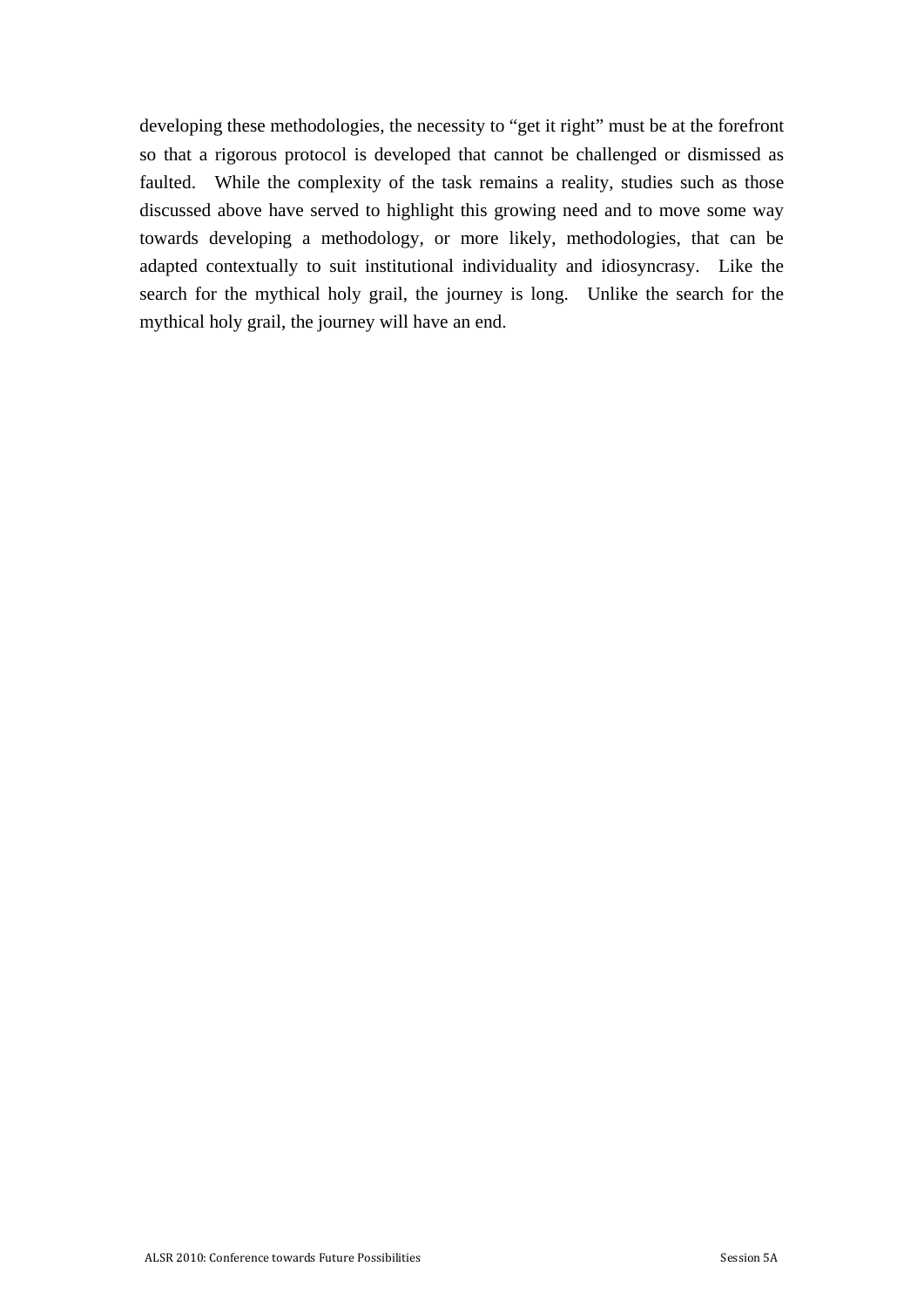developing these methodologies, the necessity to "get it right" must be at the forefront so that a rigorous protocol is developed that cannot be challenged or dismissed as faulted. While the complexity of the task remains a reality, studies such as those discussed above have served to highlight this growing need and to move some way towards developing a methodology, or more likely, methodologies, that can be adapted contextually to suit institutional individuality and idiosyncrasy. Like the search for the mythical holy grail, the journey is long. Unlike the search for the mythical holy grail, the journey will have an end.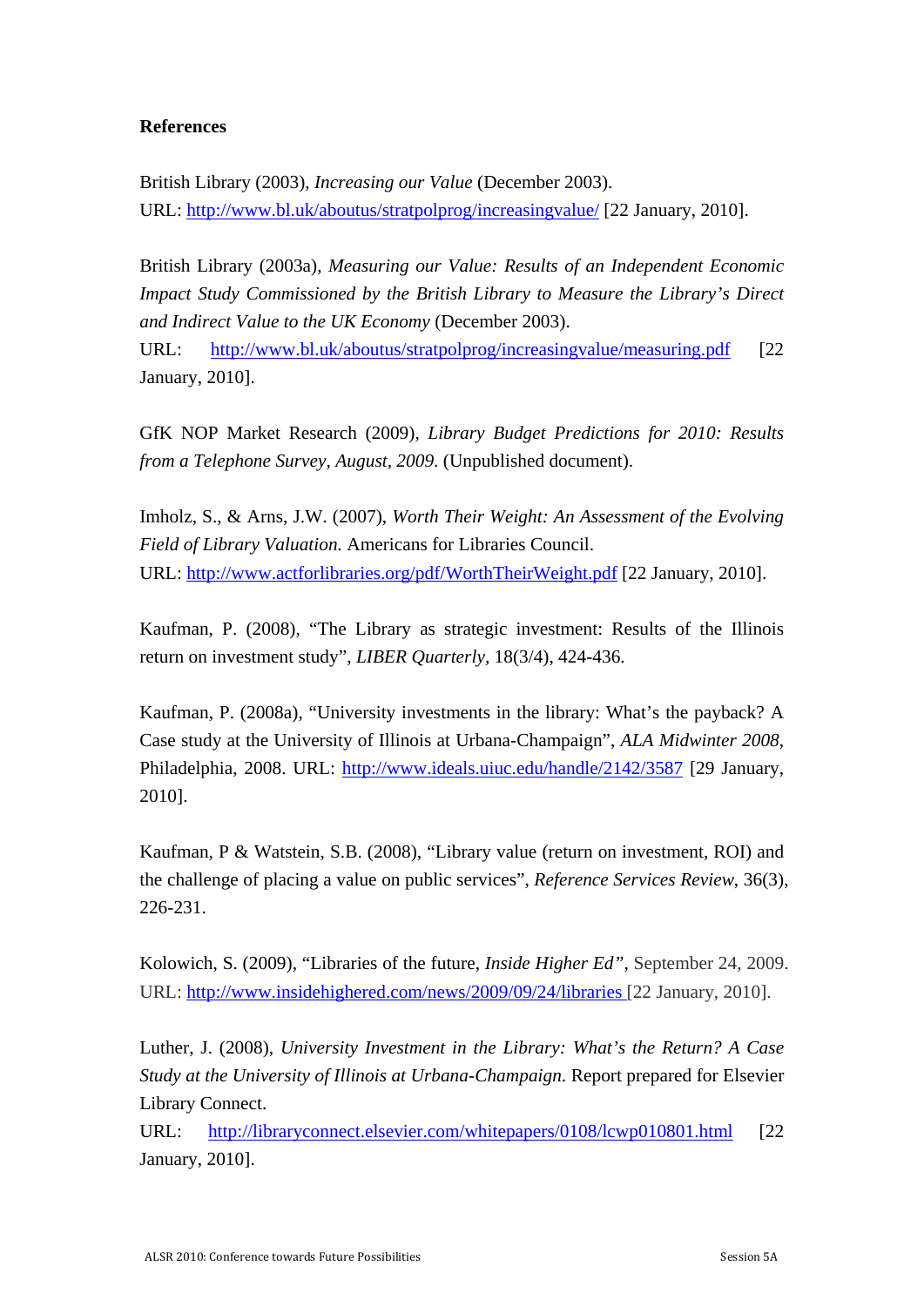**References**

British Library (2003), *Increasing our Value* (December 2003).
URL: http://www.bl.uk/aboutus/stratpolprog/increasingvalue/ [22 January, 2010].

British Library (2003a), *Measuring our Value: Results of an Independent Economic Impact Study Commissioned by the British Library to Measure the Library's Direct and Indirect Value to the UK Economy* (December 2003).
URL: http://www.bl.uk/aboutus/stratpolprog/increasingvalue/measuring.pdf [22 January, 2010].

GfK NOP Market Research (2009), *Library Budget Predictions for 2010: Results from a Telephone Survey, August, 2009*. (Unpublished document).

Imholz, S., & Arns, J.W. (2007), *Worth Their Weight: An Assessment of the Evolving Field of Library Valuation.* Americans for Libraries Council.
URL: http://www.actforlibraries.org/pdf/WorthTheirWeight.pdf [22 January, 2010].

Kaufman, P. (2008), "The Library as strategic investment: Results of the Illinois return on investment study", *LIBER Quarterly*, 18(3/4), 424-436.

Kaufman, P. (2008a), "University investments in the library: What's the payback? A Case study at the University of Illinois at Urbana-Champaign", *ALA Midwinter 2008*, Philadelphia, 2008. URL: http://www.ideals.uiuc.edu/handle/2142/3587 [29 January, 2010].

Kaufman, P & Watstein, S.B. (2008), "Library value (return on investment, ROI) and the challenge of placing a value on public services", *Reference Services Review*, 36(3), 226-231.

Kolowich, S. (2009), "Libraries of the future, *Inside Higher Ed*", September 24, 2009.
URL: http://www.insidehighered.com/news/2009/09/24/libraries [22 January, 2010].

Luther, J. (2008), *University Investment in the Library: What's the Return? A Case Study at the University of Illinois at Urbana-Champaign*. Report prepared for Elsevier Library Connect.
URL: http://libraryconnect.elsevier.com/whitepapers/0108/lcwp010801.html [22 January, 2010].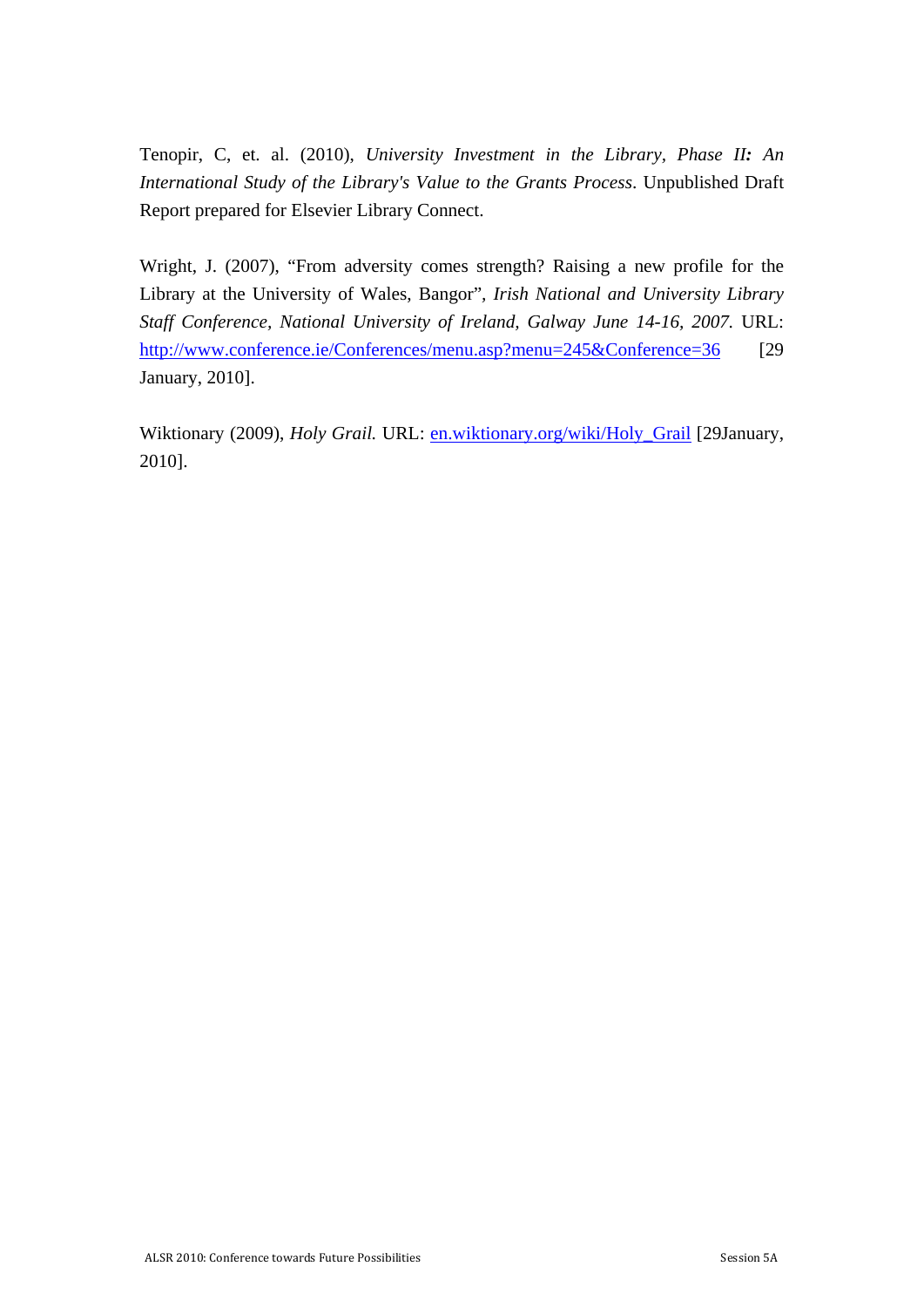Tenopir, C, et. al. (2010), *University Investment in the Library, Phase II: An International Study of the Library's Value to the Grants Process*. Unpublished Draft Report prepared for Elsevier Library Connect.

Wright, J. (2007), "From adversity comes strength? Raising a new profile for the Library at the University of Wales, Bangor", *Irish National and University Library Staff Conference, National University of Ireland, Galway June 14-16, 2007*. URL: http://www.conference.ie/Conferences/menu.asp?menu=245&Conference=36 [29 January, 2010].

Wiktionary (2009), *Holy Grail.* URL: en.wiktionary.org/wiki/Holy_Grail [29January, 2010].